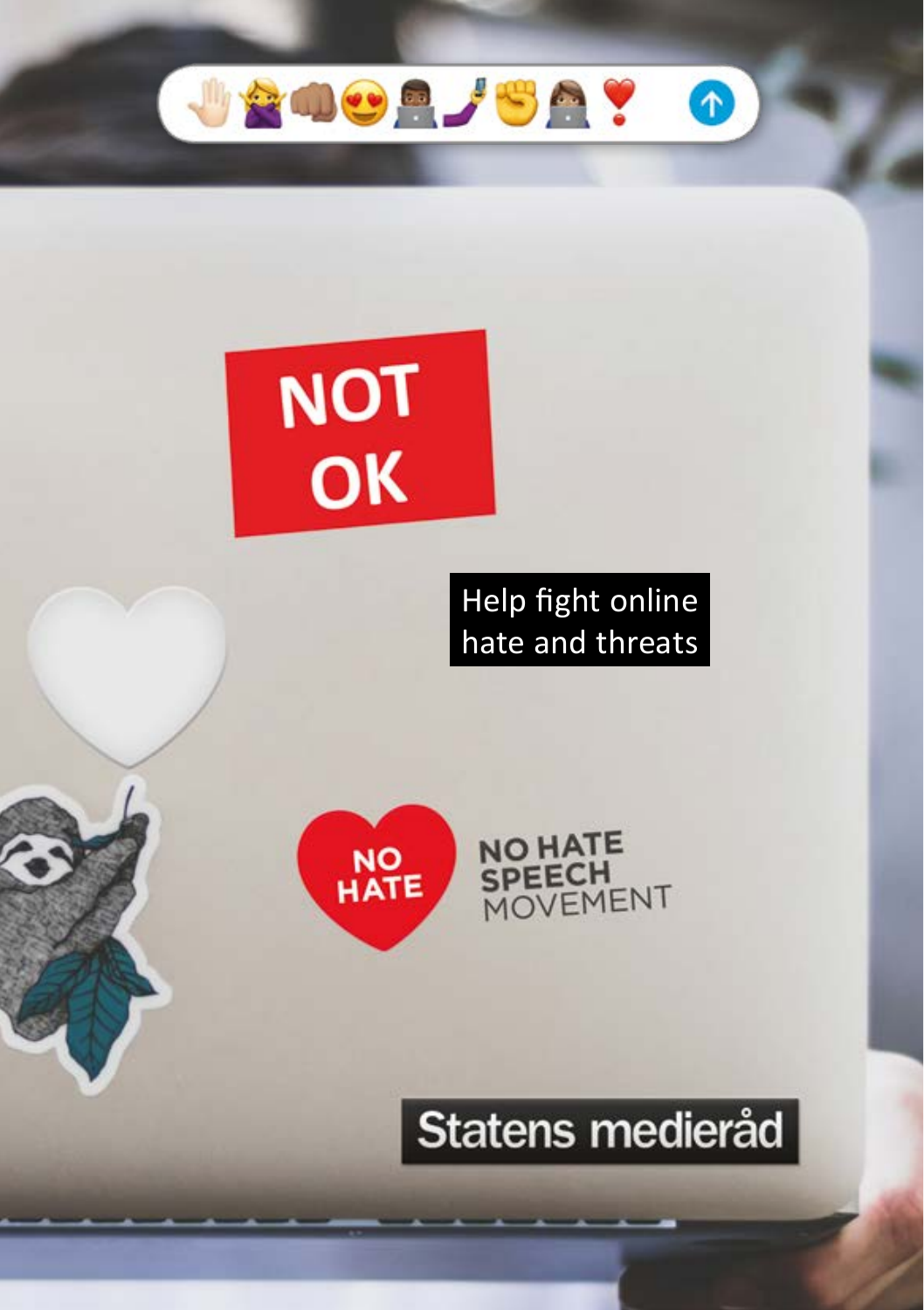NOT OK

# Help fight online hate and threats

NO HATE

NO HATE SPEECH MOVEMENT

Statens medieråd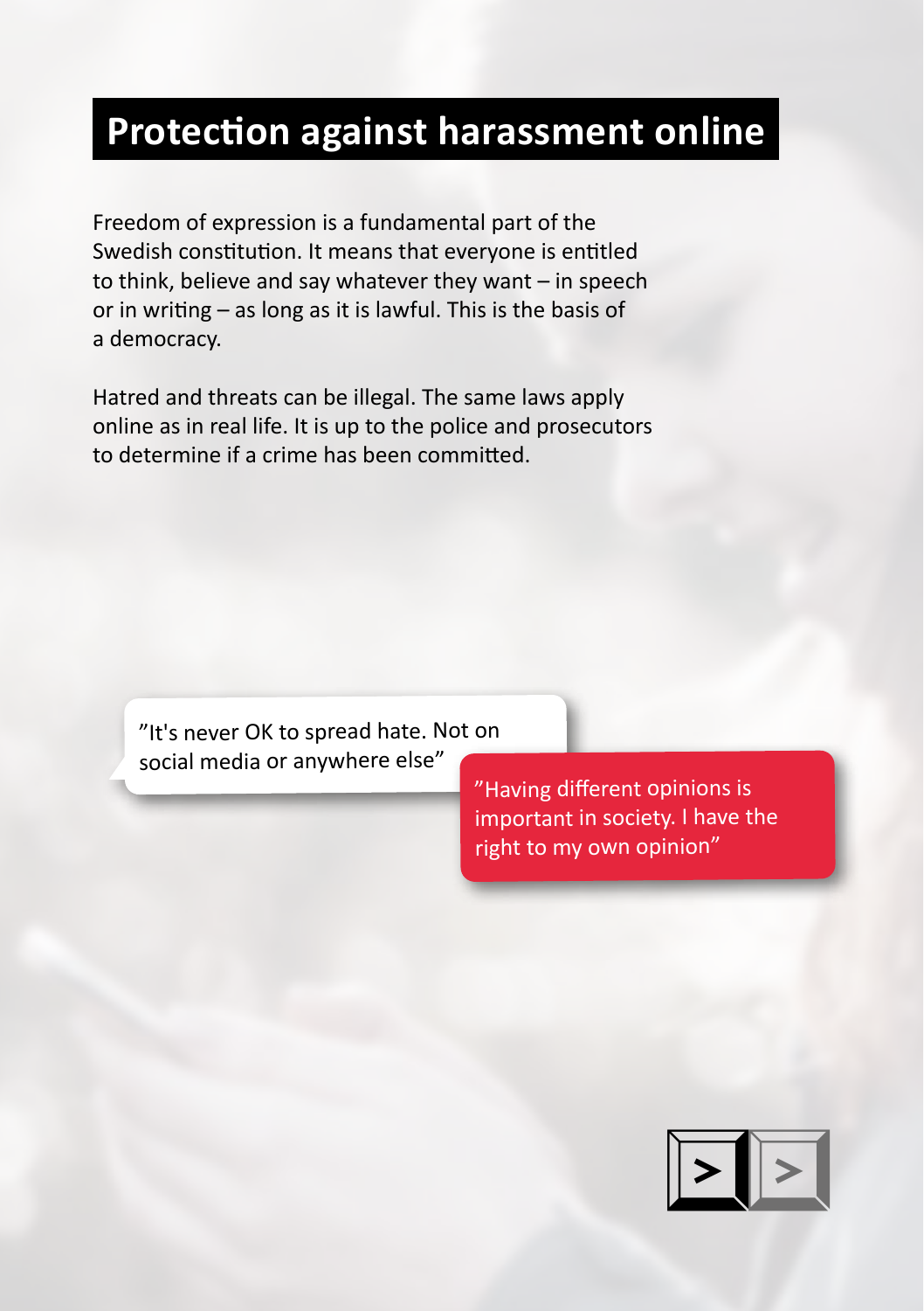# Protection against harassment online

Freedom of expression is a fundamental part of the Swedish constitution. It means that everyone is entitled to think, believe and say whatever they want – in speech or in writing – as long as it is lawful. This is the basis of a democracy.

Hatred and threats can be illegal. The same laws apply online as in real life. It is up to the police and prosecutors to determine if a crime has been committed.

”It's never OK to spread hate. Not on social media or anywhere else”

”Having different opinions is important in society. I have the right to my own opinion”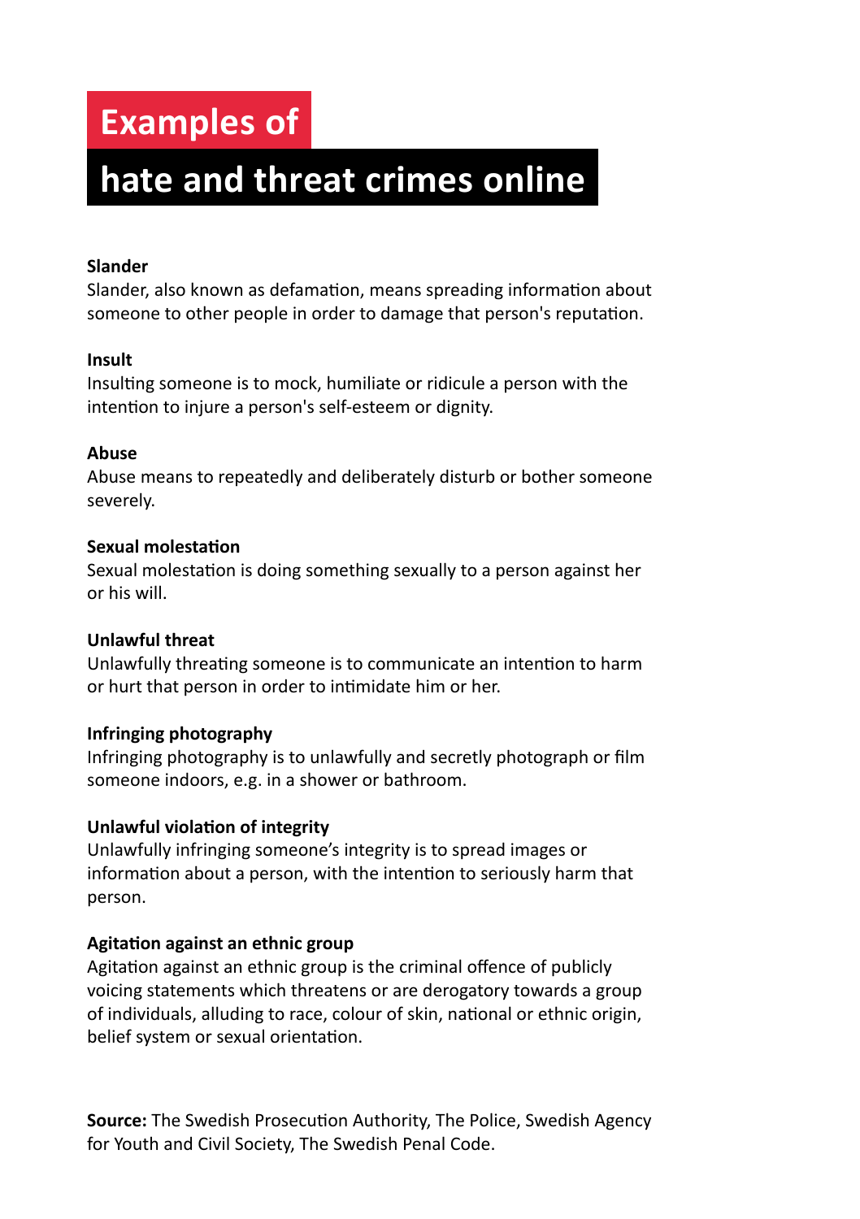# Examples of hate and threat crimes online

**Slander**
Slander, also known as defamation, means spreading information about someone to other people in order to damage that person's reputation.

**Insult**
Insulting someone is to mock, humiliate or ridicule a person with the intention to injure a person's self-esteem or dignity.

**Abuse**
Abuse means to repeatedly and deliberately disturb or bother someone severely.

**Sexual molestation**
Sexual molestation is doing something sexually to a person against her or his will.

**Unlawful threat**
Unlawfully threating someone is to communicate an intention to harm or hurt that person in order to intimidate him or her.

**Infringing photography**
Infringing photography is to unlawfully and secretly photograph or film someone indoors, e.g. in a shower or bathroom.

**Unlawful violation of integrity**
Unlawfully infringing someone's integrity is to spread images or information about a person, with the intention to seriously harm that person.

**Agitation against an ethnic group**
Agitation against an ethnic group is the criminal offence of publicly voicing statements which threatens or are derogatory towards a group of individuals, alluding to race, colour of skin, national or ethnic origin, belief system or sexual orientation.

**Source:** The Swedish Prosecution Authority, The Police, Swedish Agency for Youth and Civil Society, The Swedish Penal Code.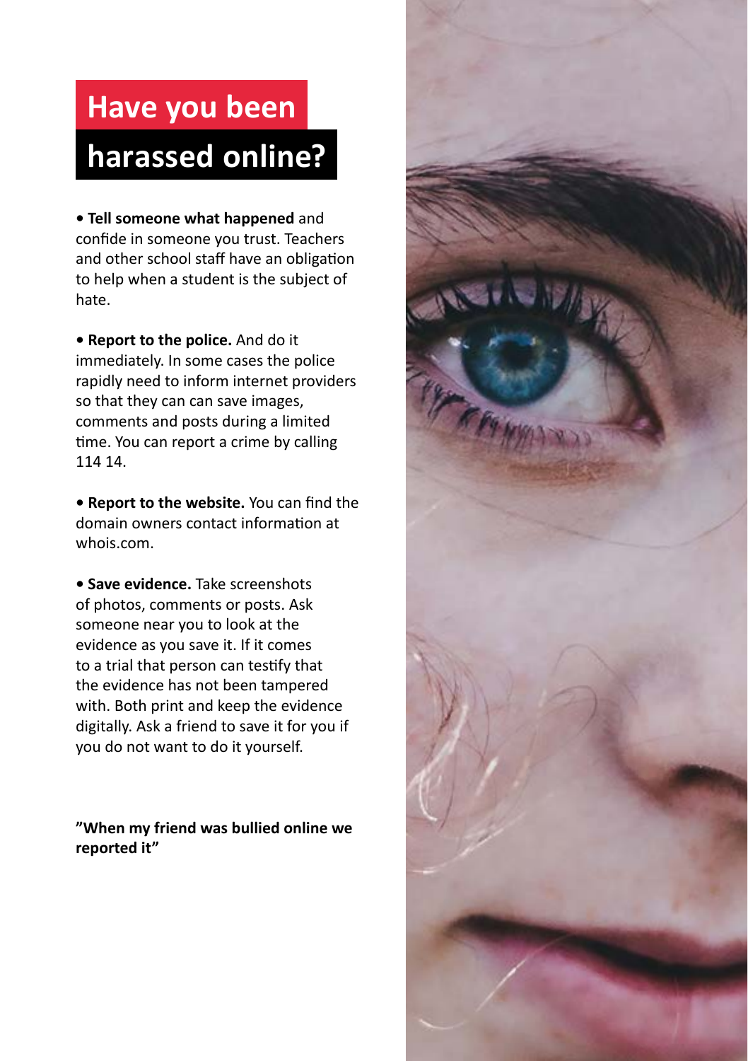# Have you been harassed online?

- **Tell someone what happened** and confide in someone you trust. Teachers and other school staff have an obligation to help when a student is the subject of hate.

- **Report to the police.** And do it immediately. In some cases the police rapidly need to inform internet providers so that they can can save images, comments and posts during a limited time. You can report a crime by calling 114 14.

- **Report to the website.** You can find the domain owners contact information at whois.com.

- **Save evidence.** Take screenshots of photos, comments or posts. Ask someone near you to look at the evidence as you save it. If it comes to a trial that person can testify that the evidence has not been tampered with. Both print and keep the evidence digitally. Ask a friend to save it for you if you do not want to do it yourself.

**”When my friend was bullied online we reported it”**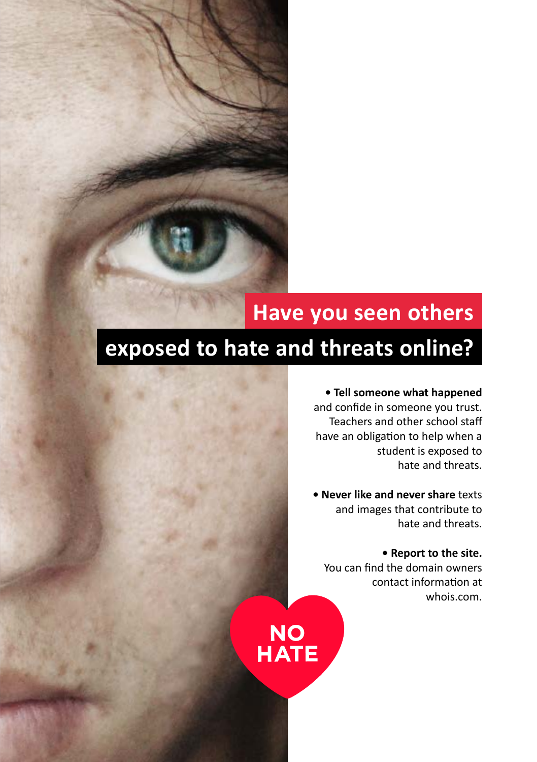# Have you seen others exposed to hate and threats online?

- **Tell someone what happened** and confide in someone you trust. Teachers and other school staff have an obligation to help when a student is exposed to hate and threats.

- **Never like and never share** texts and images that contribute to hate and threats.

- **Report to the site.** You can find the domain owners contact information at whois.com.

NO HATE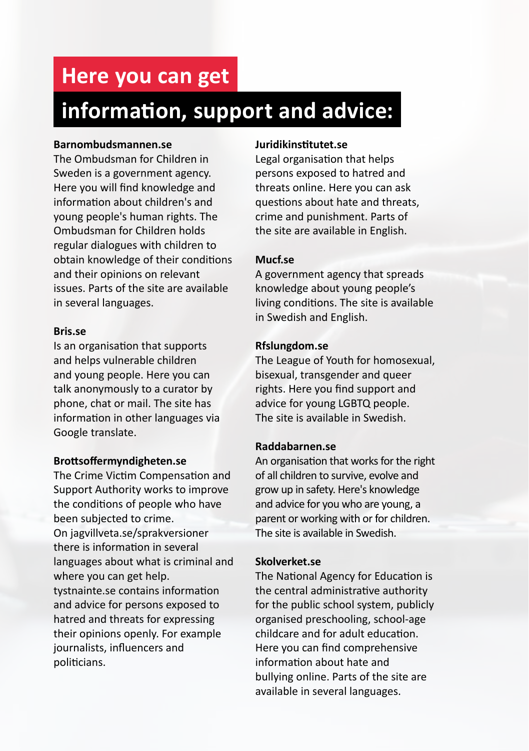# Here you can get information, support and advice:

**Barnombudsmannen.se**
The Ombudsman for Children in Sweden is a government agency. Here you will find knowledge and information about children's and young people's human rights. The Ombudsman for Children holds regular dialogues with children to obtain knowledge of their conditions and their opinions on relevant issues. Parts of the site are available in several languages.

**Bris.se**
Is an organisation that supports and helps vulnerable children and young people. Here you can talk anonymously to a curator by phone, chat or mail. The site has information in other languages via Google translate.

**Brottsoffermyndigheten.se**
The Crime Victim Compensation and Support Authority works to improve the conditions of people who have been subjected to crime.
On jagvillveta.se/sprakversioner there is information in several languages about what is criminal and where you can get help.
tystnainte.se contains information and advice for persons exposed to hatred and threats for expressing their opinions openly. For example journalists, influencers and politicians.

**Juridikinstitutet.se**
Legal organisation that helps persons exposed to hatred and threats online. Here you can ask questions about hate and threats, crime and punishment. Parts of the site are available in English.

**Mucf.se**
A government agency that spreads knowledge about young people's living conditions. The site is available in Swedish and English.

**Rfslungdom.se**
The League of Youth for homosexual, bisexual, transgender and queer rights. Here you find support and advice for young LGBTQ people. The site is available in Swedish.

**Raddabarnen.se**
An organisation that works for the right of all children to survive, evolve and grow up in safety. Here's knowledge and advice for you who are young, a parent or working with or for children. The site is available in Swedish.

**Skolverket.se**
The National Agency for Education is the central administrative authority for the public school system, publicly organised preschooling, school-age childcare and for adult education. Here you can find comprehensive information about hate and bullying online. Parts of the site are available in several languages.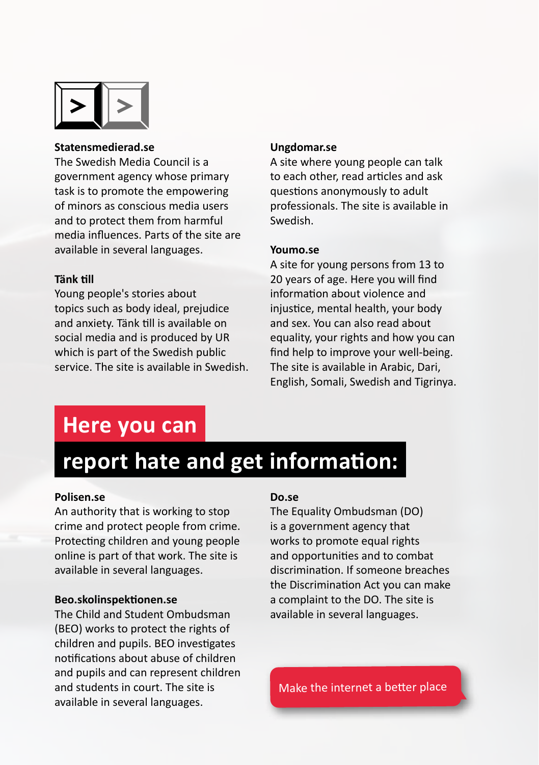**Statensmedierad.se**

The Swedish Media Council is a government agency whose primary task is to promote the empowering of minors as conscious media users and to protect them from harmful media influences. Parts of the site are available in several languages.

**Tänk till**

Young people's stories about topics such as body ideal, prejudice and anxiety. Tänk till is available on social media and is produced by UR which is part of the Swedish public service. The site is available in Swedish.

**Ungdomar.se**

A site where young people can talk to each other, read articles and ask questions anonymously to adult professionals. The site is available in Swedish.

**Youmo.se**

A site for young persons from 13 to 20 years of age. Here you will find information about violence and injustice, mental health, your body and sex. You can also read about equality, your rights and how you can find help to improve your well-being. The site is available in Arabic, Dari, English, Somali, Swedish and Tigrinya.

## Here you can report hate and get information:

**Polisen.se**

An authority that is working to stop crime and protect people from crime. Protecting children and young people online is part of that work. The site is available in several languages.

**Beo.skolinspektionen.se**

The Child and Student Ombudsman (BEO) works to protect the rights of children and pupils. BEO investigates notifications about abuse of children and pupils and can represent children and students in court. The site is available in several languages.

**Do.se**

The Equality Ombudsman (DO) is a government agency that works to promote equal rights and opportunities and to combat discrimination. If someone breaches the Discrimination Act you can make a complaint to the DO. The site is available in several languages.

Make the internet a better place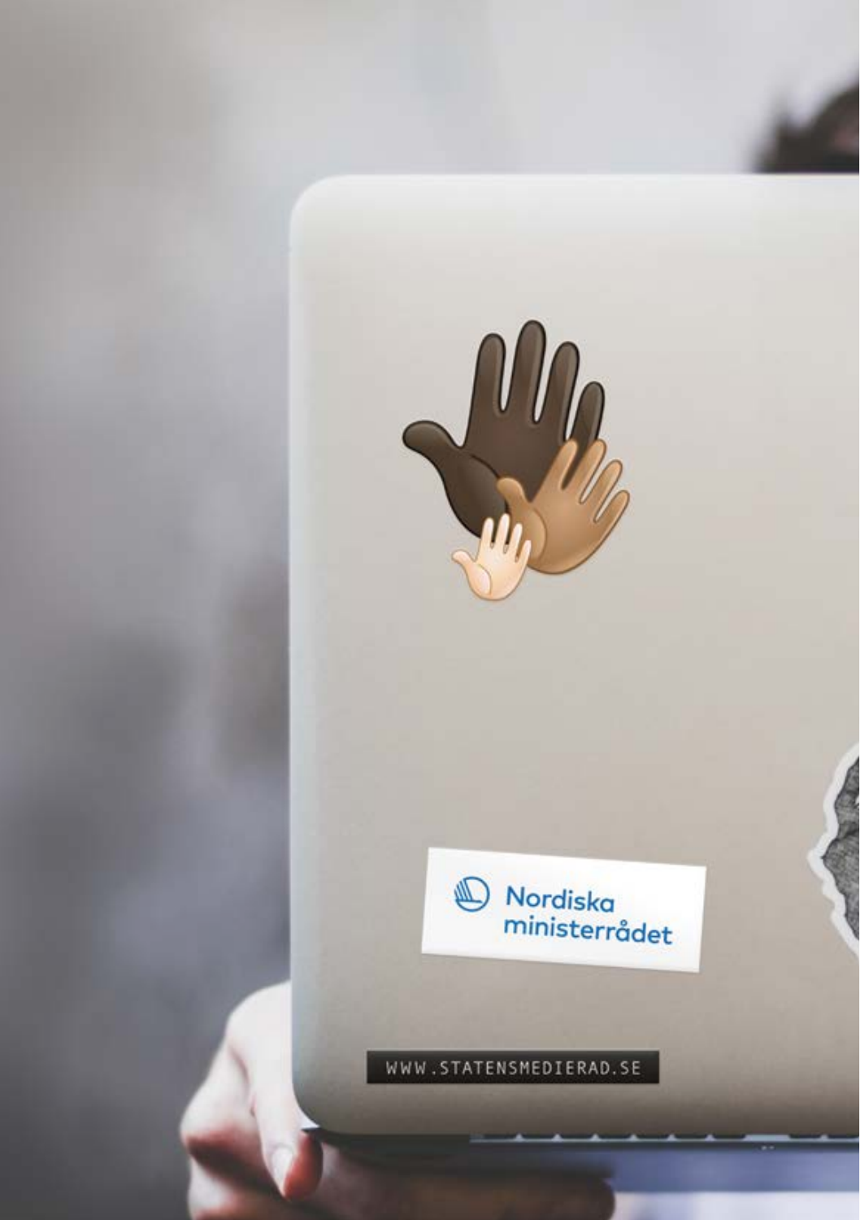Nordiska ministerrådet

WWW.STATENSMEDIERAD.SE